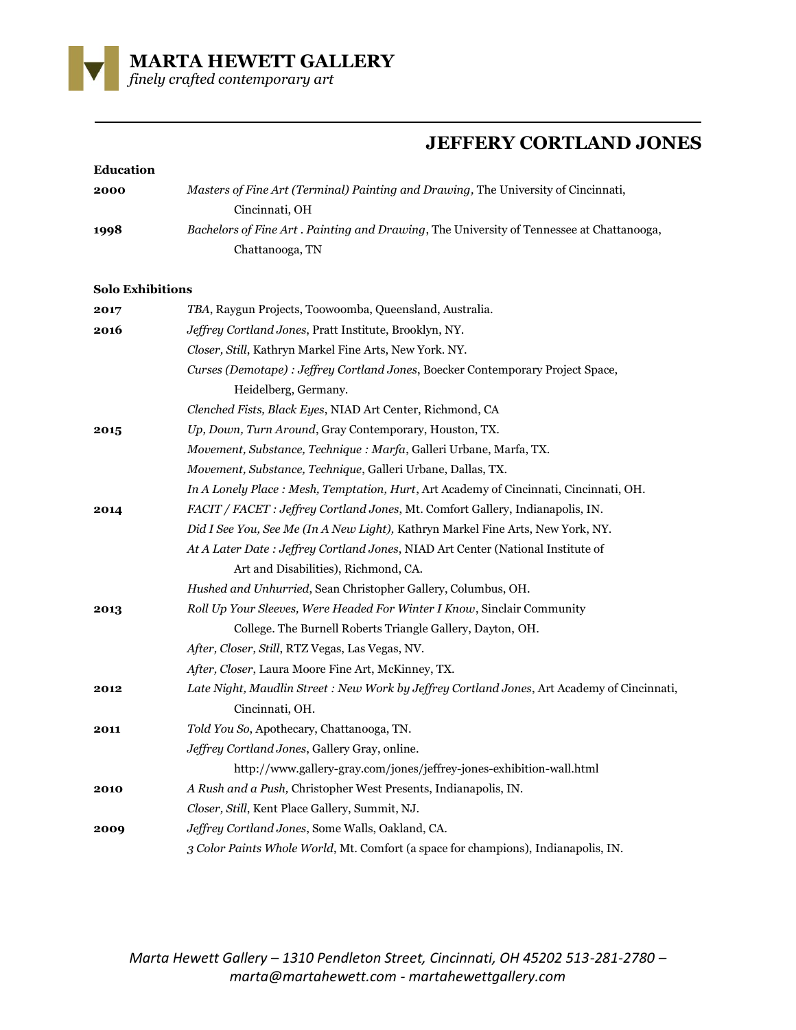# MARTA HEWETT GALLERY

*finely crafted contemporary art*

## JEFFERY CORTLAND JONES

**Education**

**2000** *Masters of Fine Art (Terminal) Painting and Drawing,* The University of Cincinnati, Cincinnati, OH

**1998** *Bachelors of Fine Art . Painting and Drawing*, The University of Tennessee at Chattanooga, Chattanooga, TN

**Solo Exhibitions**

**2017** *TBA*, Raygun Projects, Toowoomba, Queensland, Australia.

**2016** *Jeffrey Cortland Jones*, Pratt Institute, Brooklyn, NY.

*Closer, Still*, Kathryn Markel Fine Arts, New York. NY.

*Curses (Demotape) : Jeffrey Cortland Jones*, Boecker Contemporary Project Space, Heidelberg, Germany.

*Clenched Fists, Black Eyes*, NIAD Art Center, Richmond, CA

**2015** *Up, Down, Turn Around*, Gray Contemporary, Houston, TX.

*Movement, Substance, Technique : Marfa*, Galleri Urbane, Marfa, TX.

*Movement, Substance, Technique*, Galleri Urbane, Dallas, TX.

*In A Lonely Place : Mesh, Temptation, Hurt*, Art Academy of Cincinnati, Cincinnati, OH.

**2014** *FACIT / FACET : Jeffrey Cortland Jones*, Mt. Comfort Gallery, Indianapolis, IN.

*Did I See You, See Me (In A New Light),* Kathryn Markel Fine Arts, New York, NY.

*At A Later Date : Jeffrey Cortland Jones*, NIAD Art Center (National Institute of Art and Disabilities), Richmond, CA.

*Hushed and Unhurried*, Sean Christopher Gallery, Columbus, OH.

**2013** *Roll Up Your Sleeves, Were Headed For Winter I Know*, Sinclair Community College. The Burnell Roberts Triangle Gallery, Dayton, OH.

*After, Closer, Still*, RTZ Vegas, Las Vegas, NV.

*After, Closer*, Laura Moore Fine Art, McKinney, TX.

**2012** *Late Night, Maudlin Street : New Work by Jeffrey Cortland Jones*, Art Academy of Cincinnati, Cincinnati, OH.

**2011** *Told You So*, Apothecary, Chattanooga, TN.

*Jeffrey Cortland Jones*, Gallery Gray, online. http://www.gallery-gray.com/jones/jeffrey-jones-exhibition-wall.html

**2010** *A Rush and a Push,* Christopher West Presents, Indianapolis, IN.

*Closer, Still*, Kent Place Gallery, Summit, NJ.

**2009** *Jeffrey Cortland Jones*, Some Walls, Oakland, CA.

*3 Color Paints Whole World*, Mt. Comfort (a space for champions), Indianapolis, IN.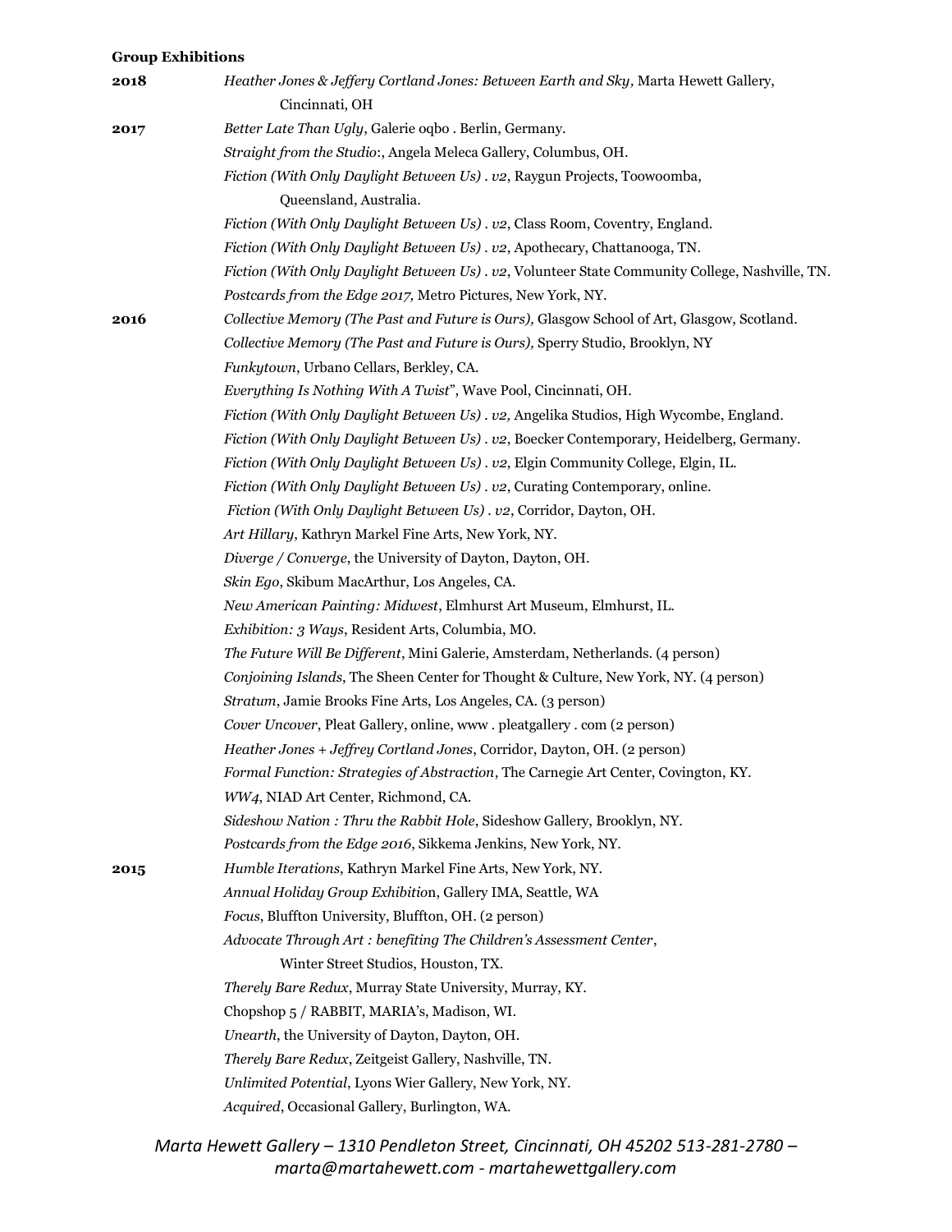**Group Exhibitions**

**2018**
*Heather Jones & Jeffery Cortland Jones: Between Earth and Sky,* Marta Hewett Gallery, Cincinnati, OH

**2017**
*Better Late Than Ugly*, Galerie oqbo . Berlin, Germany.
*Straight from the Studio*:, Angela Meleca Gallery, Columbus, OH.
*Fiction (With Only Daylight Between Us) . v2*, Raygun Projects, Toowoomba, Queensland, Australia.
*Fiction (With Only Daylight Between Us) . v2*, Class Room, Coventry, England.
*Fiction (With Only Daylight Between Us) . v2*, Apothecary, Chattanooga, TN.
*Fiction (With Only Daylight Between Us) . v2*, Volunteer State Community College, Nashville, TN.
*Postcards from the Edge 2017,* Metro Pictures, New York, NY.

**2016**
*Collective Memory (The Past and Future is Ours),* Glasgow School of Art, Glasgow, Scotland.
*Collective Memory (The Past and Future is Ours),* Sperry Studio, Brooklyn, NY
*Funkytown*, Urbano Cellars, Berkley, CA.
*Everything Is Nothing With A Twist*", Wave Pool, Cincinnati, OH.
*Fiction (With Only Daylight Between Us) . v2,* Angelika Studios, High Wycombe, England.
*Fiction (With Only Daylight Between Us) . v2*, Boecker Contemporary, Heidelberg, Germany.
*Fiction (With Only Daylight Between Us) . v2*, Elgin Community College, Elgin, IL.
*Fiction (With Only Daylight Between Us) . v2*, Curating Contemporary, online.
*Fiction (With Only Daylight Between Us) . v2*, Corridor, Dayton, OH.
*Art Hillary*, Kathryn Markel Fine Arts, New York, NY.
*Diverge / Converge*, the University of Dayton, Dayton, OH.
*Skin Ego*, Skibum MacArthur, Los Angeles, CA.
*New American Painting: Midwest*, Elmhurst Art Museum, Elmhurst, IL.
*Exhibition: 3 Ways*, Resident Arts, Columbia, MO.
*The Future Will Be Different*, Mini Galerie, Amsterdam, Netherlands. (4 person)
*Conjoining Islands*, The Sheen Center for Thought & Culture, New York, NY. (4 person)
*Stratum*, Jamie Brooks Fine Arts, Los Angeles, CA. (3 person)
*Cover Uncover*, Pleat Gallery, online, www . pleatgallery . com (2 person)
*Heather Jones + Jeffrey Cortland Jones*, Corridor, Dayton, OH. (2 person)
*Formal Function: Strategies of Abstraction*, The Carnegie Art Center, Covington, KY.
*WW4*, NIAD Art Center, Richmond, CA.
*Sideshow Nation : Thru the Rabbit Hole*, Sideshow Gallery, Brooklyn, NY.
*Postcards from the Edge 2016*, Sikkema Jenkins, New York, NY.

**2015**
*Humble Iterations*, Kathryn Markel Fine Arts, New York, NY.
*Annual Holiday Group Exhibitio*n, Gallery IMA, Seattle, WA
*Focus*, Bluffton University, Bluffton, OH. (2 person)
*Advocate Through Art : benefiting The Children's Assessment Center*, Winter Street Studios, Houston, TX.
*Therely Bare Redux*, Murray State University, Murray, KY.
Chopshop 5 / RABBIT, MARIA's, Madison, WI.
*Unearth*, the University of Dayton, Dayton, OH.
*Therely Bare Redux*, Zeitgeist Gallery, Nashville, TN.
*Unlimited Potential*, Lyons Wier Gallery, New York, NY.
*Acquired*, Occasional Gallery, Burlington, WA.

*Marta Hewett Gallery – 1310 Pendleton Street, Cincinnati, OH 45202 513-281-2780 – marta@martahewett.com - martahewettgallery.com*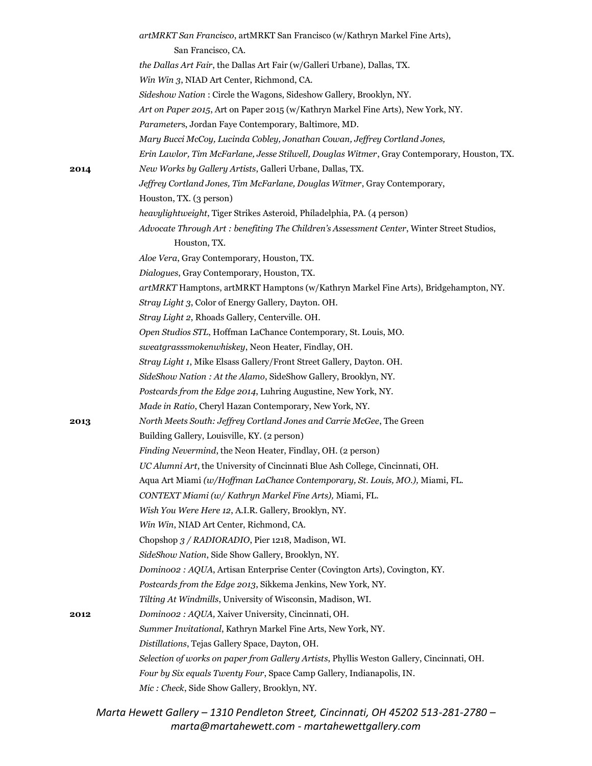*artMRKT San Francisco*, artMRKT San Francisco (w/Kathryn Markel Fine Arts), San Francisco, CA.

*the Dallas Art Fair*, the Dallas Art Fair (w/Galleri Urbane), Dallas, TX.

*Win Win 3*, NIAD Art Center, Richmond, CA.

*Sideshow Nation* : Circle the Wagons, Sideshow Gallery, Brooklyn, NY.

*Art on Paper 2015*, Art on Paper 2015 (w/Kathryn Markel Fine Arts), New York, NY.

*Parameter*s, Jordan Faye Contemporary, Baltimore, MD.

*Mary Bucci McCoy, Lucinda Cobley, Jonathan Cowan, Jeffrey Cortland Jones, Erin Lawlor, Tim McFarlane, Jesse Stilwell, Douglas Witmer*, Gray Contemporary, Houston, TX.

**2014** *New Works by Gallery Artists*, Galleri Urbane, Dallas, TX.

*Jeffrey Cortland Jones, Tim McFarlane, Douglas Witmer*, Gray Contemporary, Houston, TX. (3 person)

*heavylightweight*, Tiger Strikes Asteroid, Philadelphia, PA. (4 person)

*Advocate Through Art : benefiting The Children's Assessment Center*, Winter Street Studios, Houston, TX.

*Aloe Vera*, Gray Contemporary, Houston, TX.

*Dialogues*, Gray Contemporary, Houston, TX.

*artMRKT* Hamptons, artMRKT Hamptons (w/Kathryn Markel Fine Arts), Bridgehampton, NY.

*Stray Light 3*, Color of Energy Gallery, Dayton. OH.

*Stray Light 2*, Rhoads Gallery, Centerville. OH.

*Open Studios STL*, Hoffman LaChance Contemporary, St. Louis, MO.

*sweatgrasssmokenwhiskey*, Neon Heater, Findlay, OH.

*Stray Light 1*, Mike Elsass Gallery/Front Street Gallery, Dayton. OH.

*SideShow Nation : At the Alamo*, SideShow Gallery, Brooklyn, NY.

*Postcards from the Edge 2014*, Luhring Augustine, New York, NY.

*Made in Ratio*, Cheryl Hazan Contemporary, New York, NY.

**2013** *North Meets South: Jeffrey Cortland Jones and Carrie McGee*, The Green Building Gallery, Louisville, KY. (2 person)

*Finding Nevermind*, the Neon Heater, Findlay, OH. (2 person)

*UC Alumni Art*, the University of Cincinnati Blue Ash College, Cincinnati, OH.

Aqua Art Miami *(w/Hoffman LaChance Contemporary, St. Louis, MO.),* Miami, FL.

*CONTEXT Miami (w/ Kathryn Markel Fine Arts),* Miami, FL.

*Wish You Were Here 12*, A.I.R. Gallery, Brooklyn, NY.

*Win Win*, NIAD Art Center, Richmond, CA.

Chopshop *3 / RADIORADIO*, Pier 1218, Madison, WI.

*SideShow Nation*, Side Show Gallery, Brooklyn, NY.

*Domino02 : AQUA*, Artisan Enterprise Center (Covington Arts), Covington, KY.

*Postcards from the Edge 2013*, Sikkema Jenkins, New York, NY.

*Tilting At Windmills*, University of Wisconsin, Madison, WI.

**2012** *Domino02 : AQUA,* Xaiver University, Cincinnati, OH.

*Summer Invitational*, Kathryn Markel Fine Arts, New York, NY.

*Distillations*, Tejas Gallery Space, Dayton, OH.

*Selection of works on paper from Gallery Artists*, Phyllis Weston Gallery, Cincinnati, OH.

*Four by Six equals Twenty Four*, Space Camp Gallery, Indianapolis, IN.

*Mic : Check*, Side Show Gallery, Brooklyn, NY.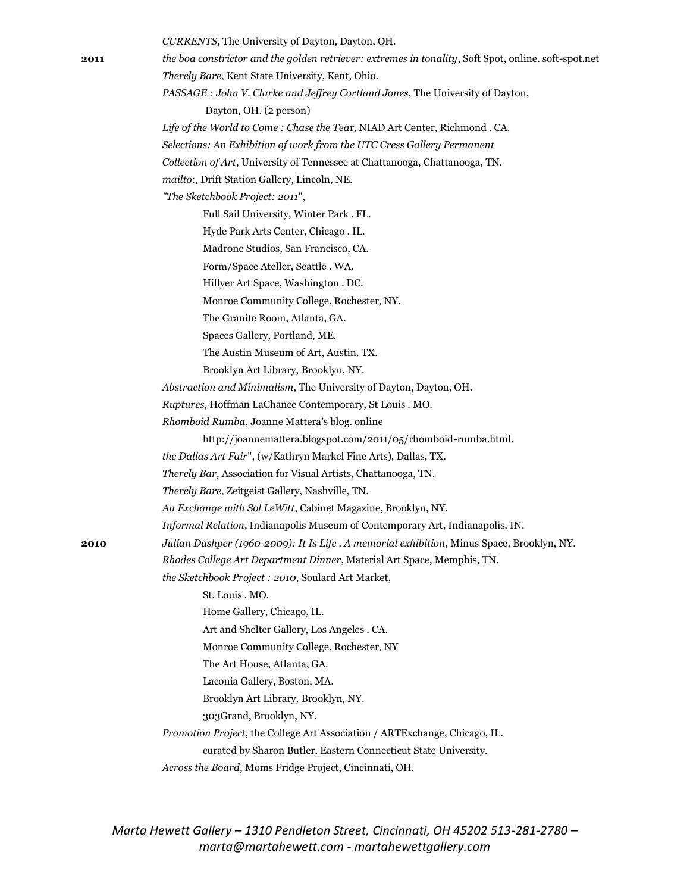*CURRENTS*, The University of Dayton, Dayton, OH.

**2011** *the boa constrictor and the golden retriever: extremes in tonality*, Soft Spot, online. soft-spot.net

*Therely Bare*, Kent State University, Kent, Ohio.

*PASSAGE : John V. Clarke and Jeffrey Cortland Jones*, The University of Dayton, Dayton, OH. (2 person)

*Life of the World to Come : Chase the Tear*, NIAD Art Center, Richmond . CA.

*Selections: An Exhibition of work from the UTC Cress Gallery Permanent Collection of Art*, University of Tennessee at Chattanooga, Chattanooga, TN.

*mailto:*, Drift Station Gallery, Lincoln, NE.

*"The Sketchbook Project: 2011"*,

- Full Sail University, Winter Park . FL.
- Hyde Park Arts Center, Chicago . IL.
- Madrone Studios, San Francisco, CA.
- Form/Space Ateller, Seattle . WA.
- Hillyer Art Space, Washington . DC.
- Monroe Community College, Rochester, NY.
- The Granite Room, Atlanta, GA.
- Spaces Gallery, Portland, ME.
- The Austin Museum of Art, Austin. TX.
- Brooklyn Art Library, Brooklyn, NY.

*Abstraction and Minimalism*, The University of Dayton, Dayton, OH.

*Ruptures*, Hoffman LaChance Contemporary, St Louis . MO.

*Rhomboid Rumba*, Joanne Mattera's blog. online http://joannemattera.blogspot.com/2011/05/rhomboid-rumba.html.

*the Dallas Art Fair*", (w/Kathryn Markel Fine Arts), Dallas, TX.

*Therely Bar*, Association for Visual Artists, Chattanooga, TN.

*Therely Bare*, Zeitgeist Gallery, Nashville, TN.

*An Exchange with Sol LeWitt*, Cabinet Magazine, Brooklyn, NY.

*Informal Relation*, Indianapolis Museum of Contemporary Art, Indianapolis, IN.

**2010** *Julian Dashper (1960-2009): It Is Life . A memorial exhibition*, Minus Space, Brooklyn, NY.

*Rhodes College Art Department Dinner*, Material Art Space, Memphis, TN.

*the Sketchbook Project : 2010*, Soulard Art Market,

- St. Louis . MO.
- Home Gallery, Chicago, IL.
- Art and Shelter Gallery, Los Angeles . CA.
- Monroe Community College, Rochester, NY
- The Art House, Atlanta, GA.
- Laconia Gallery, Boston, MA.
- Brooklyn Art Library, Brooklyn, NY.
- 303Grand, Brooklyn, NY.

*Promotion Project*, the College Art Association / ARTExchange, Chicago, IL. curated by Sharon Butler, Eastern Connecticut State University.

*Across the Board*, Moms Fridge Project, Cincinnati, OH.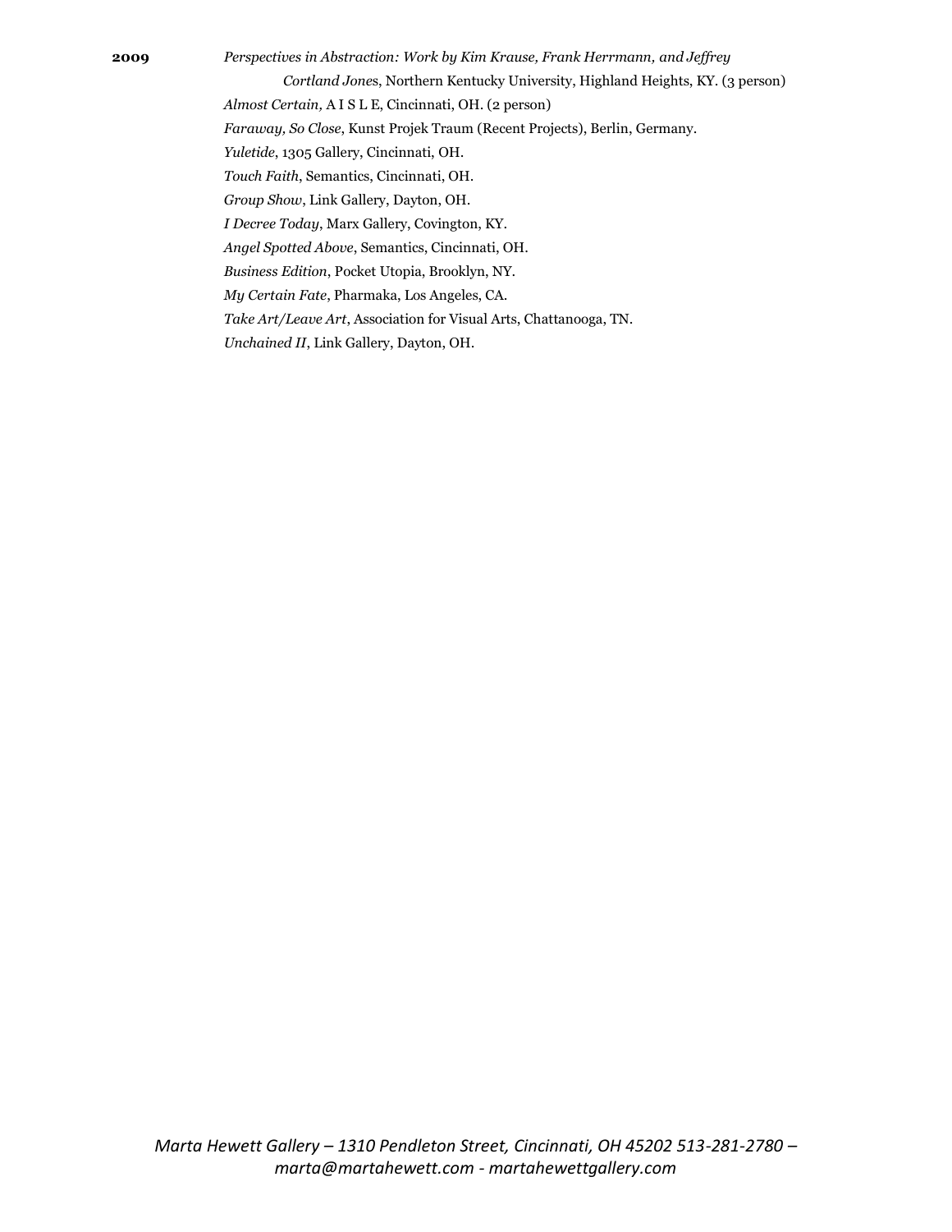**2009**

*Perspectives in Abstraction: Work by Kim Krause, Frank Herrmann, and Jeffrey Cortland Jones*, Northern Kentucky University, Highland Heights, KY. (3 person)

*Almost Certain,* A I S L E, Cincinnati, OH. (2 person)

*Faraway, So Close*, Kunst Projek Traum (Recent Projects), Berlin, Germany.

*Yuletide*, 1305 Gallery, Cincinnati, OH.

*Touch Faith*, Semantics, Cincinnati, OH.

*Group Show*, Link Gallery, Dayton, OH.

*I Decree Today*, Marx Gallery, Covington, KY.

*Angel Spotted Above*, Semantics, Cincinnati, OH.

*Business Edition*, Pocket Utopia, Brooklyn, NY.

*My Certain Fate*, Pharmaka, Los Angeles, CA.

*Take Art/Leave Art*, Association for Visual Arts, Chattanooga, TN.

*Unchained II*, Link Gallery, Dayton, OH.